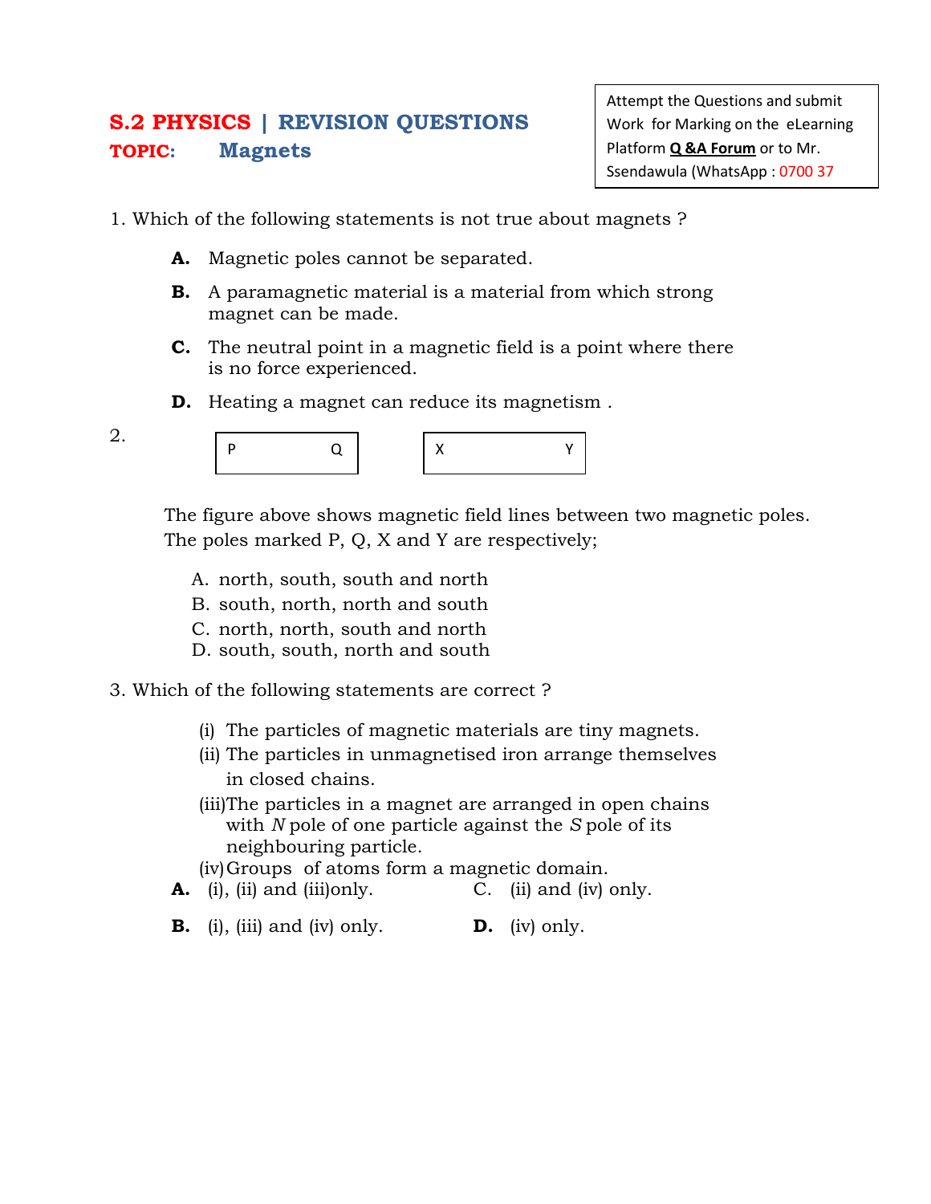**S.2 PHYSICS | REVISION QUESTIONS**

**TOPIC: Magnets**

> Attempt the Questions and submit Work for Marking on the eLearning Platform **Q &A Forum** or to Mr. Ssendawula (WhatsApp : 0700 37

1. Which of the following statements is not true about magnets ?

   **A.** Magnetic poles cannot be separated.

   **B.** A paramagnetic material is a material from which strong magnet can be made.

   **C.** The neutral point in a magnetic field is a point where there is no force experienced.

   **D.** Heating a magnet can reduce its magnetism .

2. 

| P | Q |
|---|---|

| X | Y |
|---|---|

   The figure above shows magnetic field lines between two magnetic poles. The poles marked P, Q, X and Y are respectively;

   A. north, south, south and north
   B. south, north, north and south
   C. north, north, south and north
   D. south, south, north and south

3. Which of the following statements are correct ?

   (i) The particles of magnetic materials are tiny magnets.
   (ii) The particles in unmagnetised iron arrange themselves in closed chains.
   (iii) The particles in a magnet are arranged in open chains with *N* pole of one particle against the *S* pole of its neighbouring particle.
   (iv) Groups of atoms form a magnetic domain.

   **A.** (i), (ii) and (iii)only.
   C. (ii) and (iv) only.

   **B.** (i), (iii) and (iv) only.
   **D.** (iv) only.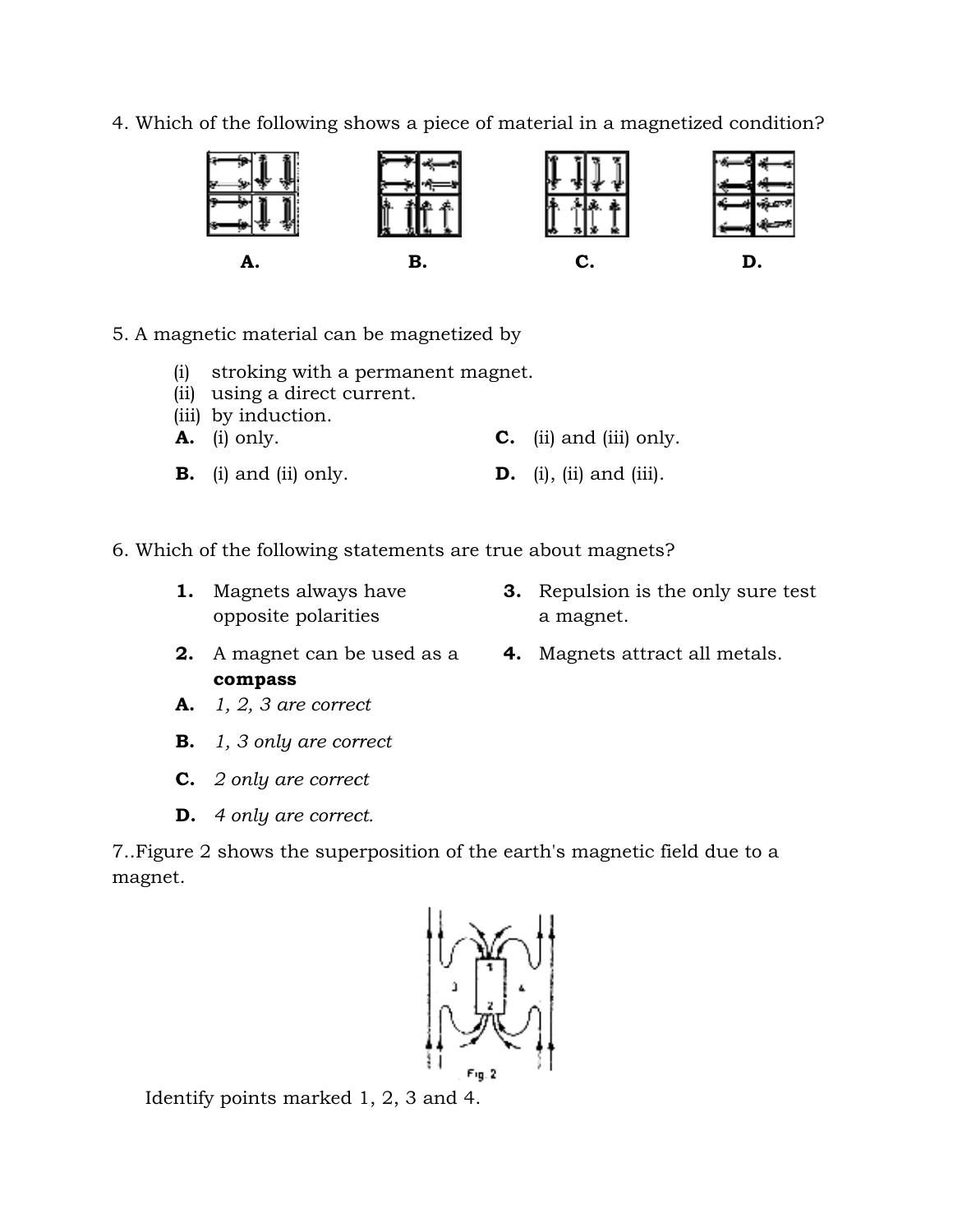4. Which of the following shows a piece of material in a magnetized condition?

A. B. C. D.

5. A magnetic material can be magnetized by

(i) stroking with a permanent magnet.
(ii) using a direct current.
(iii) by induction.

**A.** (i) only. **C.** (ii) and (iii) only.

**B.** (i) and (ii) only. **D.** (i), (ii) and (iii).

6. Which of the following statements are true about magnets?

**1.** Magnets always have opposite polarities

**2.** A magnet can be used as a **compass**

**3.** Repulsion is the only sure test a magnet.

**4.** Magnets attract all metals.

**A.** *1, 2, 3 are correct*

**B.** *1, 3 only are correct*

**C.** *2 only are correct*

**D.** *4 only are correct.*

7..Figure 2 shows the superposition of the earth's magnetic field due to a magnet.

Fig. 2

Identify points marked 1, 2, 3 and 4.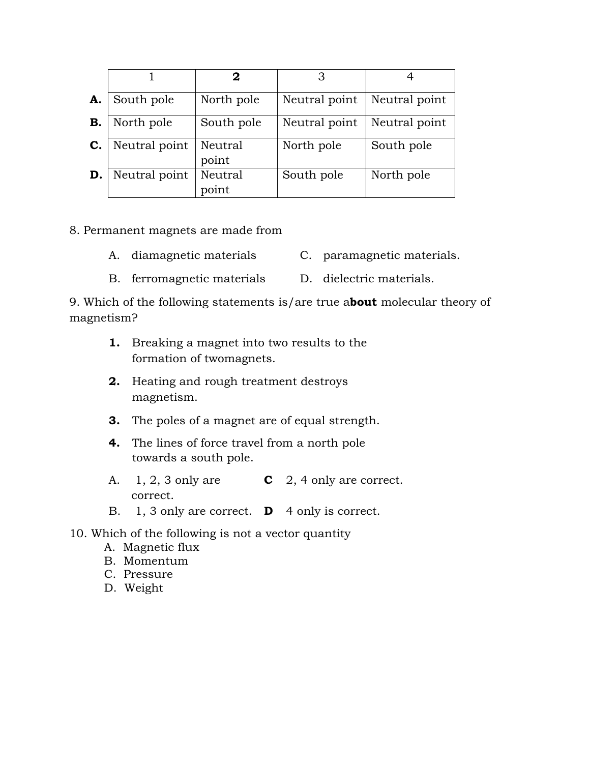|  | 1 | **2** | 3 | 4 |
|---|---|---|---|---|
| **A.** | South pole | North pole | Neutral point | Neutral point |
| **B.** | North pole | South pole | Neutral point | Neutral point |
| **C.** | Neutral point | Neutral point | North pole | South pole |
| **D.** | Neutral point | Neutral point | South pole | North pole |

8. Permanent magnets are made from

A. diamagnetic materials

B. ferromagnetic materials

C. paramagnetic materials.

D. dielectric materials.

9. Which of the following statements is/are true a**bout** molecular theory of magnetism?

**1.** Breaking a magnet into two results to the formation of twomagnets.

**2.** Heating and rough treatment destroys magnetism.

**3.** The poles of a magnet are of equal strength.

**4.** The lines of force travel from a north pole towards a south pole.

A. 1, 2, 3 only are correct.

B. 1, 3 only are correct.

**C** 2, 4 only are correct.

**D** 4 only is correct.

10. Which of the following is not a vector quantity

A. Magnetic flux
B. Momentum
C. Pressure
D. Weight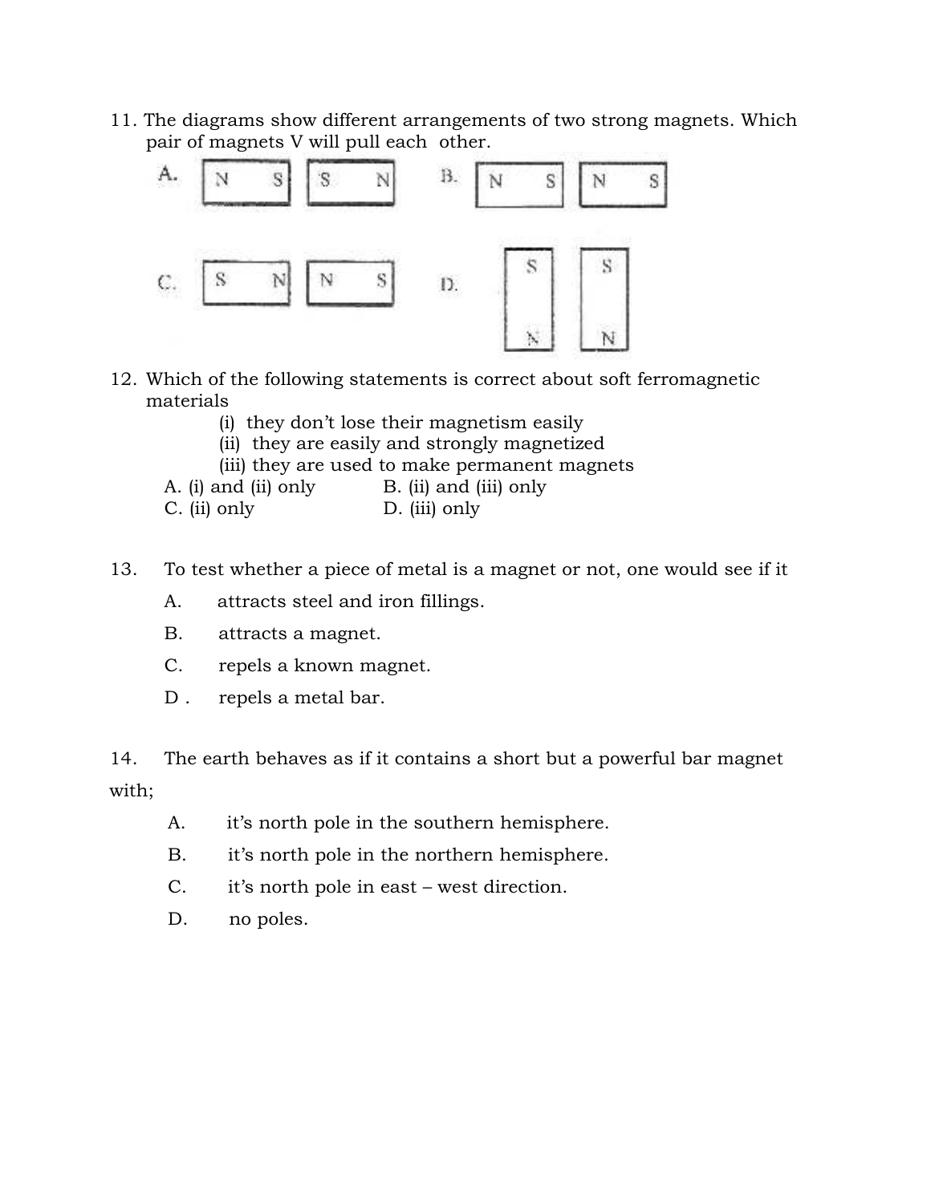11. The diagrams show different arrangements of two strong magnets. Which pair of magnets V will pull each other.

A. | N S | | S N |  B. | N S | | N S |

C. | S N | | N S |  D. (vertical) S/N  S/N

12. Which of the following statements is correct about soft ferromagnetic materials

    (i) they don't lose their magnetism easily
    (ii) they are easily and strongly magnetized
    (iii) they are used to make permanent magnets

    A. (i) and (ii) only  B. (ii) and (iii) only
    C. (ii) only  D. (iii) only

13. To test whether a piece of metal is a magnet or not, one would see if it

    A. attracts steel and iron fillings.
    B. attracts a magnet.
    C. repels a known magnet.
    D. repels a metal bar.

14. The earth behaves as if it contains a short but a powerful bar magnet with;

    A. it's north pole in the southern hemisphere.
    B. it's north pole in the northern hemisphere.
    C. it's north pole in east – west direction.
    D. no poles.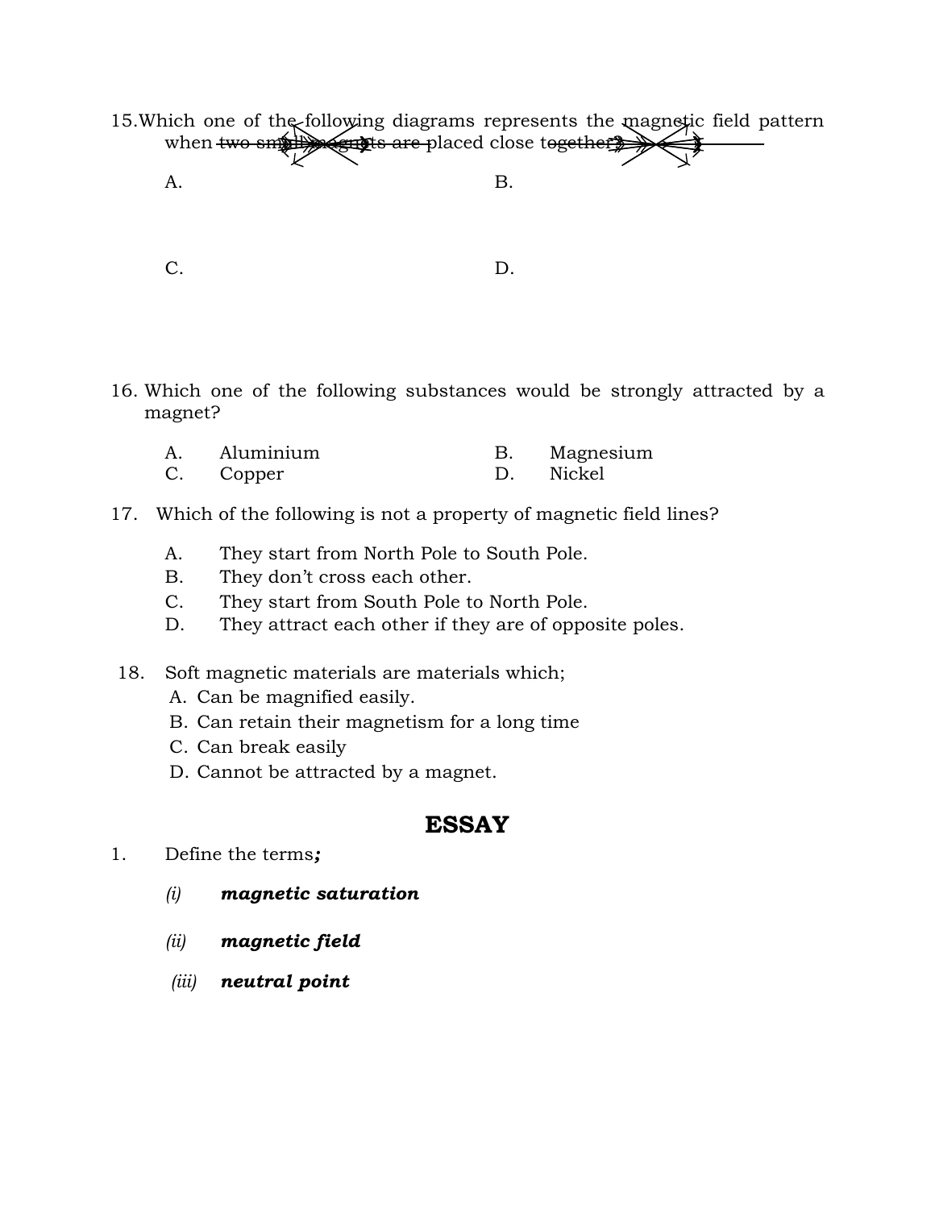15. Which one of the following diagrams represents the magnetic field pattern when two small magnets are placed close together?

A.

B.

C.

D.

16. Which one of the following substances would be strongly attracted by a magnet?

A. Aluminium
B. Magnesium
C. Copper
D. Nickel

17. Which of the following is not a property of magnetic field lines?

A. They start from North Pole to South Pole.
B. They don't cross each other.
C. They start from South Pole to North Pole.
D. They attract each other if they are of opposite poles.

18. Soft magnetic materials are materials which;

A. Can be magnified easily.
B. Can retain their magnetism for a long time
C. Can break easily
D. Cannot be attracted by a magnet.

## ESSAY

1. Define the terms***;***

   *(i)* ***magnetic saturation***

   *(ii)* ***magnetic field***

   *(iii)* ***neutral point***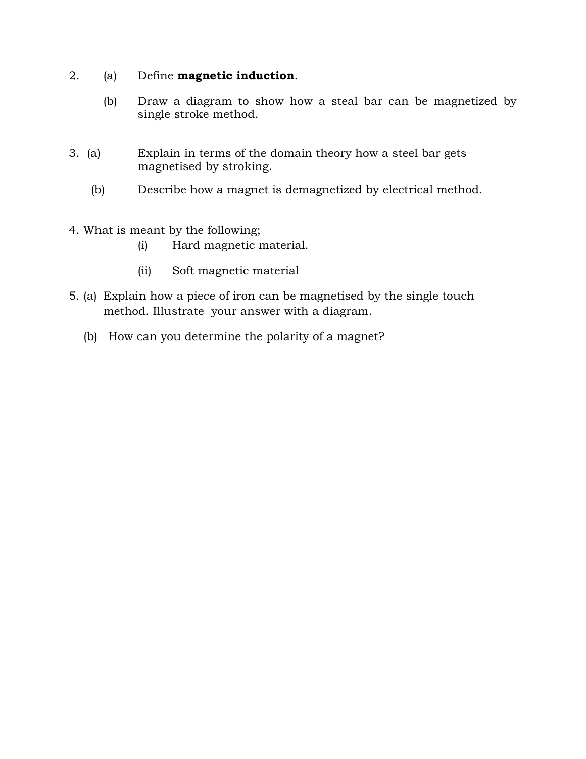2. (a) Define **magnetic induction**.

   (b) Draw a diagram to show how a steal bar can be magnetized by single stroke method.

3. (a) Explain in terms of the domain theory how a steel bar gets magnetised by stroking.

   (b) Describe how a magnet is demagnetized by electrical method.

4. What is meant by the following;

   (i) Hard magnetic material.

   (ii) Soft magnetic material

5. (a) Explain how a piece of iron can be magnetised by the single touch method. Illustrate your answer with a diagram.

   (b) How can you determine the polarity of a magnet?